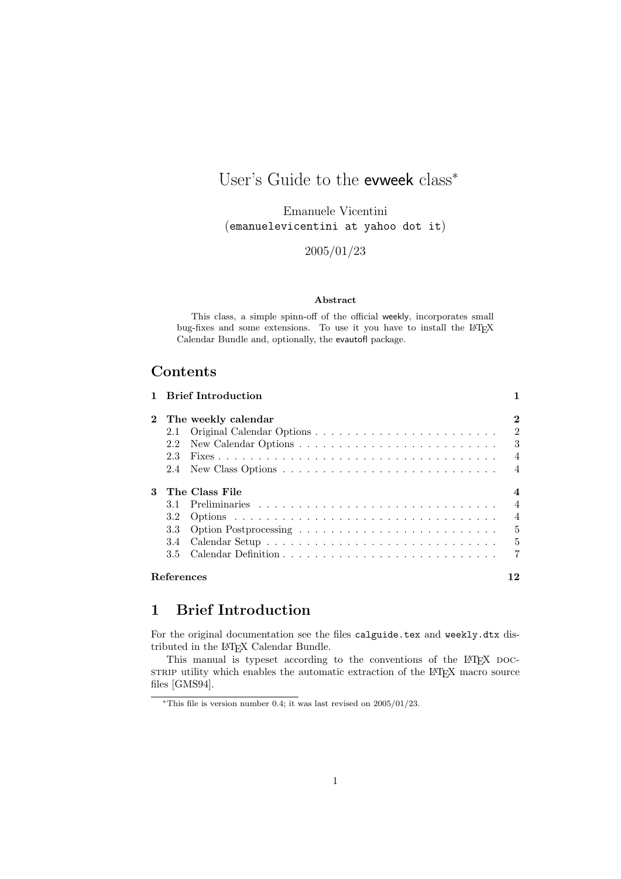# User's Guide to the evweek class*

Emanuele Vicentini
(emanuelevicentini at yahoo dot it)

2005/01/23

**Abstract**

This class, a simple spinn-off of the official weekly, incorporates small bug-fixes and some extensions. To use it you have to install the LaTeX Calendar Bundle and, optionally, the evautofl package.

## Contents

| | | |
|---|---|---|
| **1** | **Brief Introduction** | **1** |
| **2** | **The weekly calendar** | **2** |
| | 2.1 Original Calendar Options | 2 |
| | 2.2 New Calendar Options | 3 |
| | 2.3 Fixes | 4 |
| | 2.4 New Class Options | 4 |
| **3** | **The Class File** | **4** |
| | 3.1 Preliminaries | 4 |
| | 3.2 Options | 4 |
| | 3.3 Option Postprocessing | 5 |
| | 3.4 Calendar Setup | 5 |
| | 3.5 Calendar Definition | 7 |
| | **References** | **12** |

## 1 Brief Introduction

For the original documentation see the files `calguide.tex` and `weekly.dtx` distributed in the LaTeX Calendar Bundle.

This manual is typeset according to the conventions of the LaTeX DOCSTRIP utility which enables the automatic extraction of the LaTeX macro source files [GMS94].

---

*This file is version number 0.4; it was last revised on 2005/01/23.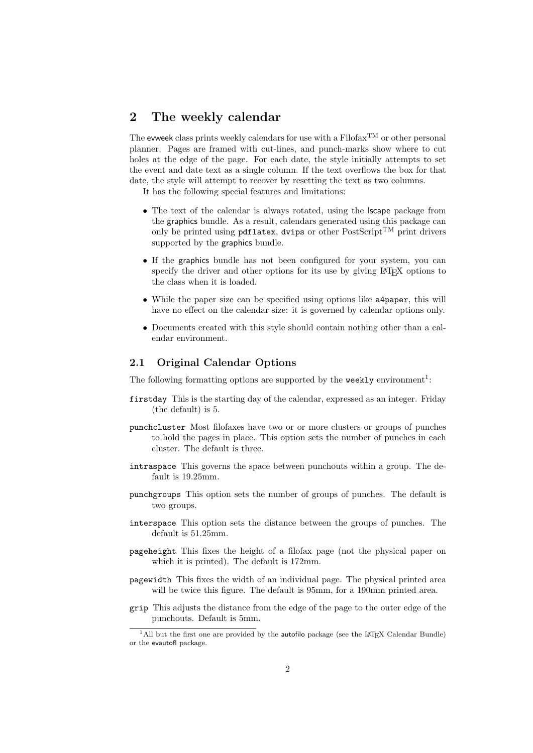## 2 The weekly calendar

The evweek class prints weekly calendars for use with a Filofax™ or other personal planner. Pages are framed with cut-lines, and punch-marks show where to cut holes at the edge of the page. For each date, the style initially attempts to set the event and date text as a single column. If the text overflows the box for that date, the style will attempt to recover by resetting the text as two columns.

It has the following special features and limitations:

- The text of the calendar is always rotated, using the lscape package from the graphics bundle. As a result, calendars generated using this package can only be printed using `pdflatex`, `dvips` or other PostScript™ print drivers supported by the graphics bundle.
- If the graphics bundle has not been configured for your system, you can specify the driver and other options for its use by giving LaTeX options to the class when it is loaded.
- While the paper size can be specified using options like `a4paper`, this will have no effect on the calendar size: it is governed by calendar options only.
- Documents created with this style should contain nothing other than a calendar environment.

### 2.1 Original Calendar Options

The following formatting options are supported by the `weekly` environment[1]:

`firstday` This is the starting day of the calendar, expressed as an integer. Friday (the default) is 5.

`punchcluster` Most filofaxes have two or or more clusters or groups of punches to hold the pages in place. This option sets the number of punches in each cluster. The default is three.

`intraspace` This governs the space between punchouts within a group. The default is 19.25mm.

`punchgroups` This option sets the number of groups of punches. The default is two groups.

`interspace` This option sets the distance between the groups of punches. The default is 51.25mm.

`pageheight` This fixes the height of a filofax page (not the physical paper on which it is printed). The default is 172mm.

`pagewidth` This fixes the width of an individual page. The physical printed area will be twice this figure. The default is 95mm, for a 190mm printed area.

`grip` This adjusts the distance from the edge of the page to the outer edge of the punchouts. Default is 5mm.

[1] All but the first one are provided by the autofilo package (see the LaTeX Calendar Bundle) or the evautofl package.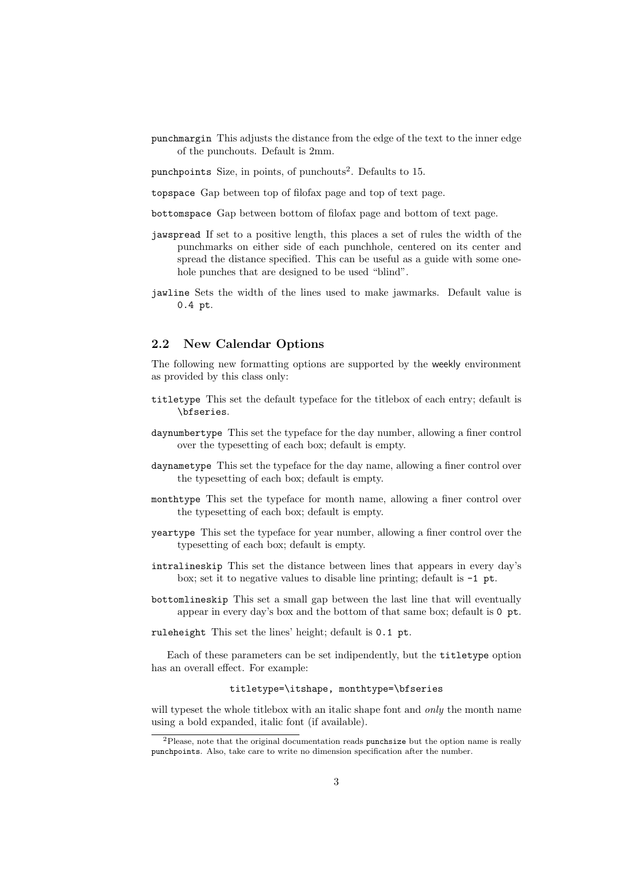`punchmargin` This adjusts the distance from the edge of the text to the inner edge of the punchouts. Default is 2mm.

`punchpoints` Size, in points, of punchouts[2]. Defaults to 15.

`topspace` Gap between top of filofax page and top of text page.

`bottomspace` Gap between bottom of filofax page and bottom of text page.

`jawspread` If set to a positive length, this places a set of rules the width of the punchmarks on either side of each punchhole, centered on its center and spread the distance specified. This can be useful as a guide with some one-hole punches that are designed to be used "blind".

`jawline` Sets the width of the lines used to make jawmarks. Default value is `0.4 pt`.

## 2.2 New Calendar Options

The following new formatting options are supported by the weekly environment as provided by this class only:

`titletype` This set the default typeface for the titlebox of each entry; default is `\bfseries`.

`daynumbertype` This set the typeface for the day number, allowing a finer control over the typesetting of each box; default is empty.

`daynametype` This set the typeface for the day name, allowing a finer control over the typesetting of each box; default is empty.

`monthtype` This set the typeface for month name, allowing a finer control over the typesetting of each box; default is empty.

`yeartype` This set the typeface for year number, allowing a finer control over the typesetting of each box; default is empty.

`intralineskip` This set the distance between lines that appears in every day's box; set it to negative values to disable line printing; default is `-1 pt`.

`bottomlineskip` This set a small gap between the last line that will eventually appear in every day's box and the bottom of that same box; default is `0 pt`.

`ruleheight` This set the lines' height; default is `0.1 pt`.

Each of these parameters can be set indipendently, but the `titletype` option has an overall effect. For example:

```
titletype=\itshape, monthtype=\bfseries
```

will typeset the whole titlebox with an italic shape font and *only* the month name using a bold expanded, italic font (if available).

[2]Please, note that the original documentation reads `punchsize` but the option name is really `punchpoints`. Also, take care to write no dimension specification after the number.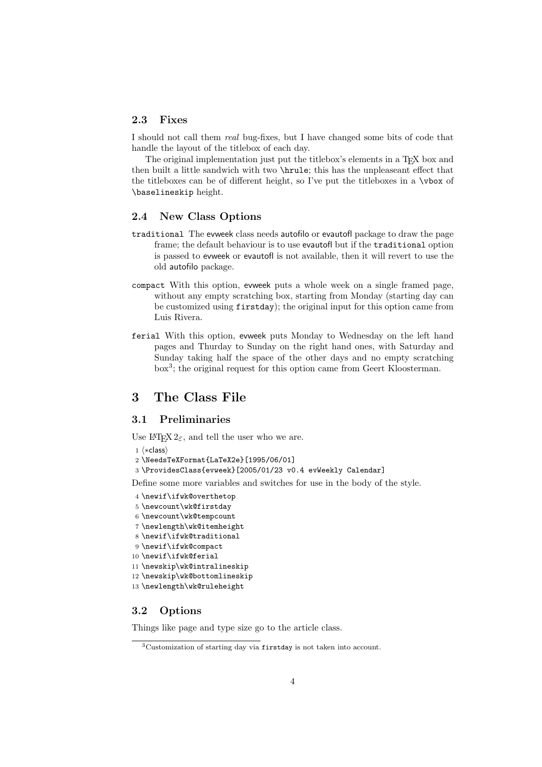### 2.3 Fixes

I should not call them *real* bug-fixes, but I have changed some bits of code that handle the layout of the titlebox of each day.

The original implementation just put the titlebox's elements in a TEX box and then built a little sandwich with two `\hrule`; this has the unpleaseant effect that the titleboxes can be of different height, so I've put the titleboxes in a `\vbox` of `\baselineskip` height.

### 2.4 New Class Options

`traditional` The evweek class needs autofilo or evautofl package to draw the page frame; the default behaviour is to use evautofl but if the `traditional` option is passed to evweek or evautofl is not available, then it will revert to use the old autofilo package.

`compact` With this option, evweek puts a whole week on a single framed page, without any empty scratching box, starting from Monday (starting day can be customized using `firstday`); the original input for this option came from Luis Rivera.

`ferial` With this option, evweek puts Monday to Wednesday on the left hand pages and Thurday to Sunday on the right hand ones, with Saturday and Sunday taking half the space of the other days and no empty scratching box[3]; the original request for this option came from Geert Kloosterman.

## 3 The Class File

### 3.1 Preliminaries

Use LATEX 2ε, and tell the user who we are.

```
1 ⟨*class⟩
2 \NeedsTeXFormat{LaTeX2e}[1995/06/01]
3 \ProvidesClass{evweek}[2005/01/23 v0.4 evWeekly Calendar]
```

Define some more variables and switches for use in the body of the style.

```
4 \newif\ifwk@overthetop
5 \newcount\wk@firstday
6 \newcount\wk@tempcount
7 \newlength\wk@itemheight
8 \newif\ifwk@traditional
9 \newif\ifwk@compact
10 \newif\ifwk@ferial
11 \newskip\wk@intralineskip
12 \newskip\wk@bottomlineskip
13 \newlength\wk@ruleheight
```

### 3.2 Options

Things like page and type size go to the article class.

[3] Customization of starting day via `firstday` is not taken into account.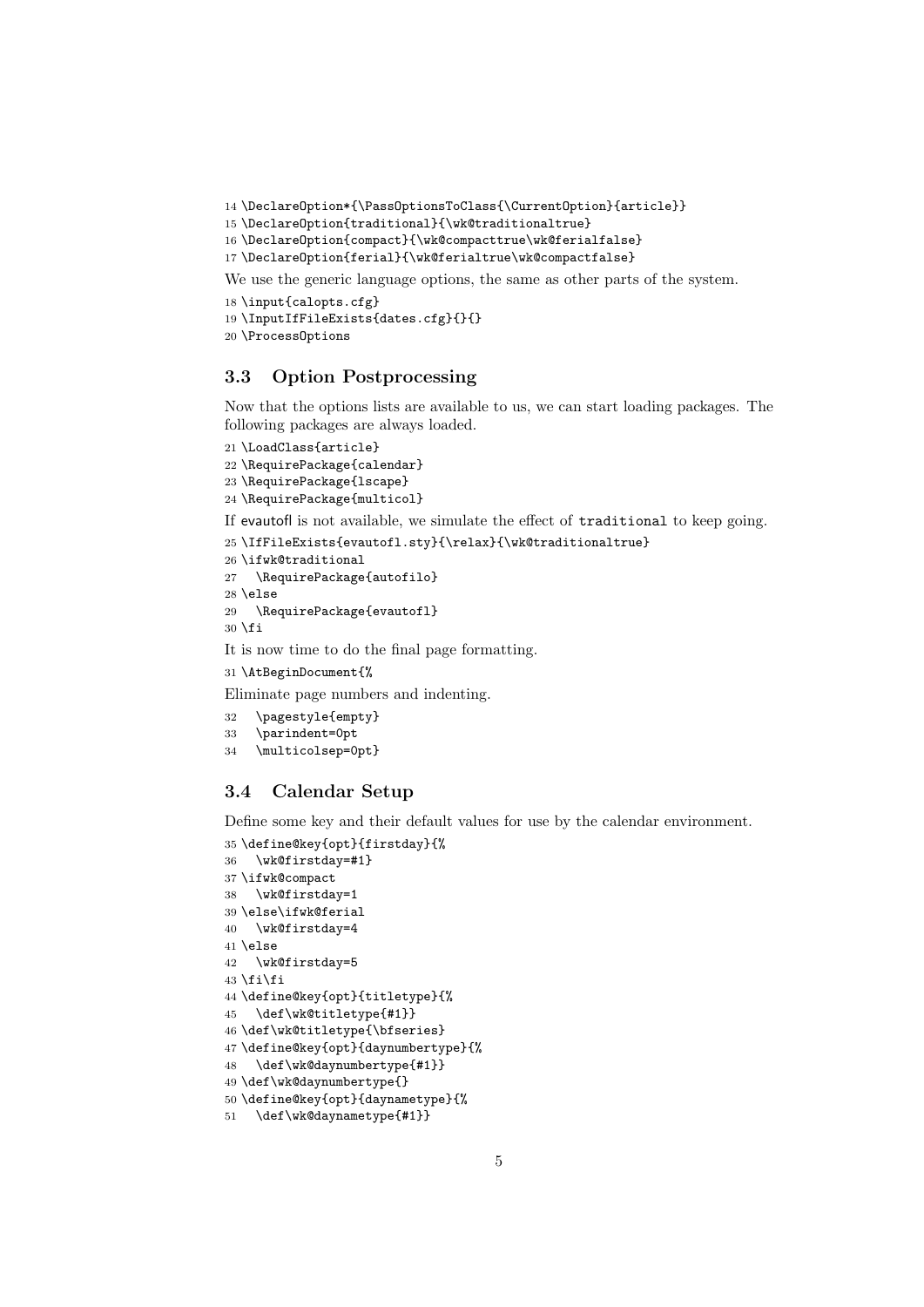```
14 \DeclareOption*{\PassOptionsToClass{\CurrentOption}{article}}
15 \DeclareOption{traditional}{\wk@traditionaltrue}
16 \DeclareOption{compact}{\wk@compacttrue\wk@ferialfalse}
17 \DeclareOption{ferial}{\wk@ferialtrue\wk@compactfalse}
```

We use the generic language options, the same as other parts of the system.

```
18 \input{calopts.cfg}
19 \InputIfFileExists{dates.cfg}{}{}
20 \ProcessOptions
```

### 3.3 Option Postprocessing

Now that the options lists are available to us, we can start loading packages. The following packages are always loaded.

```
21 \LoadClass{article}
22 \RequirePackage{calendar}
23 \RequirePackage{lscape}
24 \RequirePackage{multicol}
```

If evautofl is not available, we simulate the effect of `traditional` to keep going.

```
25 \IfFileExists{evautofl.sty}{\relax}{\wk@traditionaltrue}
26 \ifwk@traditional
27   \RequirePackage{autofilo}
28 \else
29   \RequirePackage{evautofl}
30 \fi
```

It is now time to do the final page formatting.

```
31 \AtBeginDocument{%
```

Eliminate page numbers and indenting.

```
32   \pagestyle{empty}
33   \parindent=0pt
34   \multicolsep=0pt}
```

### 3.4 Calendar Setup

Define some key and their default values for use by the calendar environment.

```
35 \define@key{opt}{firstday}{%
36   \wk@firstday=#1}
37 \ifwk@compact
38   \wk@firstday=1
39 \else\ifwk@ferial
40   \wk@firstday=4
41 \else
42   \wk@firstday=5
43 \fi\fi
44 \define@key{opt}{titletype}{%
45   \def\wk@titletype{#1}}
46 \def\wk@titletype{\bfseries}
47 \define@key{opt}{daynumbertype}{%
48   \def\wk@daynumbertype{#1}}
49 \def\wk@daynumbertype{}
50 \define@key{opt}{daynametype}{%
51   \def\wk@daynametype{#1}}
```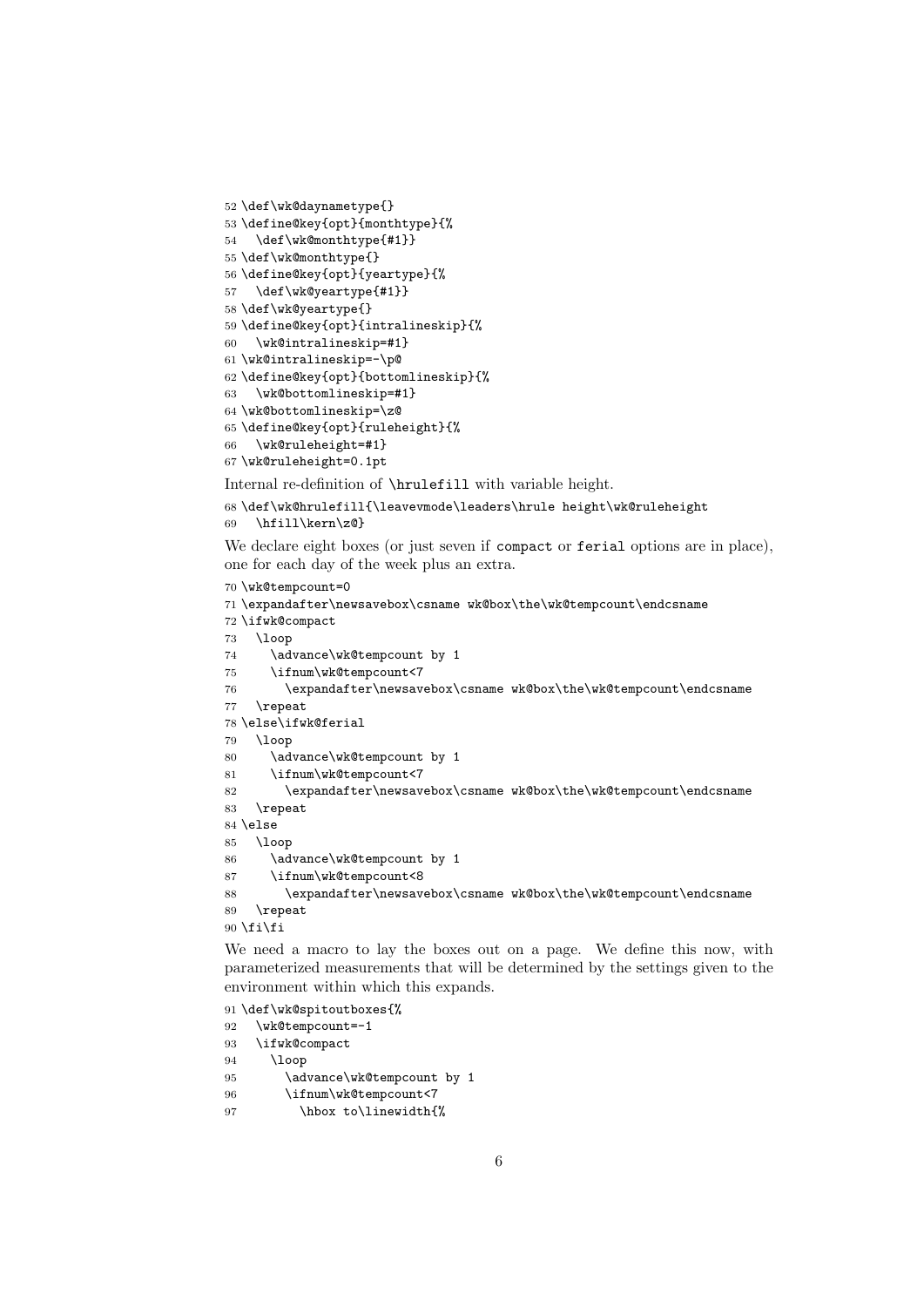```
52 \def\wk@daynametype{}
53 \define@key{opt}{monthtype}{%
54   \def\wk@monthtype{#1}}
55 \def\wk@monthtype{}
56 \define@key{opt}{yeartype}{%
57   \def\wk@yeartype{#1}}
58 \def\wk@yeartype{}
59 \define@key{opt}{intralineskip}{%
60   \wk@intralineskip=#1}
61 \wk@intralineskip=-\p@
62 \define@key{opt}{bottomlineskip}{%
63   \wk@bottomlineskip=#1}
64 \wk@bottomlineskip=\z@
65 \define@key{opt}{ruleheight}{%
66   \wk@ruleheight=#1}
67 \wk@ruleheight=0.1pt
```

Internal re-definition of `\hrulefill` with variable height.

```
68 \def\wk@hrulefill{\leavevmode\leaders\hrule height\wk@ruleheight
69   \hfill\kern\z@}
```

We declare eight boxes (or just seven if `compact` or `ferial` options are in place), one for each day of the week plus an extra.

```
70 \wk@tempcount=0
71 \expandafter\newsavebox\csname wk@box\the\wk@tempcount\endcsname
72 \ifwk@compact
73   \loop
74     \advance\wk@tempcount by 1
75     \ifnum\wk@tempcount<7
76       \expandafter\newsavebox\csname wk@box\the\wk@tempcount\endcsname
77   \repeat
78 \else\ifwk@ferial
79   \loop
80     \advance\wk@tempcount by 1
81     \ifnum\wk@tempcount<7
82       \expandafter\newsavebox\csname wk@box\the\wk@tempcount\endcsname
83   \repeat
84 \else
85   \loop
86     \advance\wk@tempcount by 1
87     \ifnum\wk@tempcount<8
88       \expandafter\newsavebox\csname wk@box\the\wk@tempcount\endcsname
89   \repeat
90 \fi\fi
```

We need a macro to lay the boxes out on a page. We define this now, with parameterized measurements that will be determined by the settings given to the environment within which this expands.

```
91 \def\wk@spitoutboxes{%
92   \wk@tempcount=-1
93   \ifwk@compact
94     \loop
95       \advance\wk@tempcount by 1
96       \ifnum\wk@tempcount<7
97         \hbox to\linewidth{%
```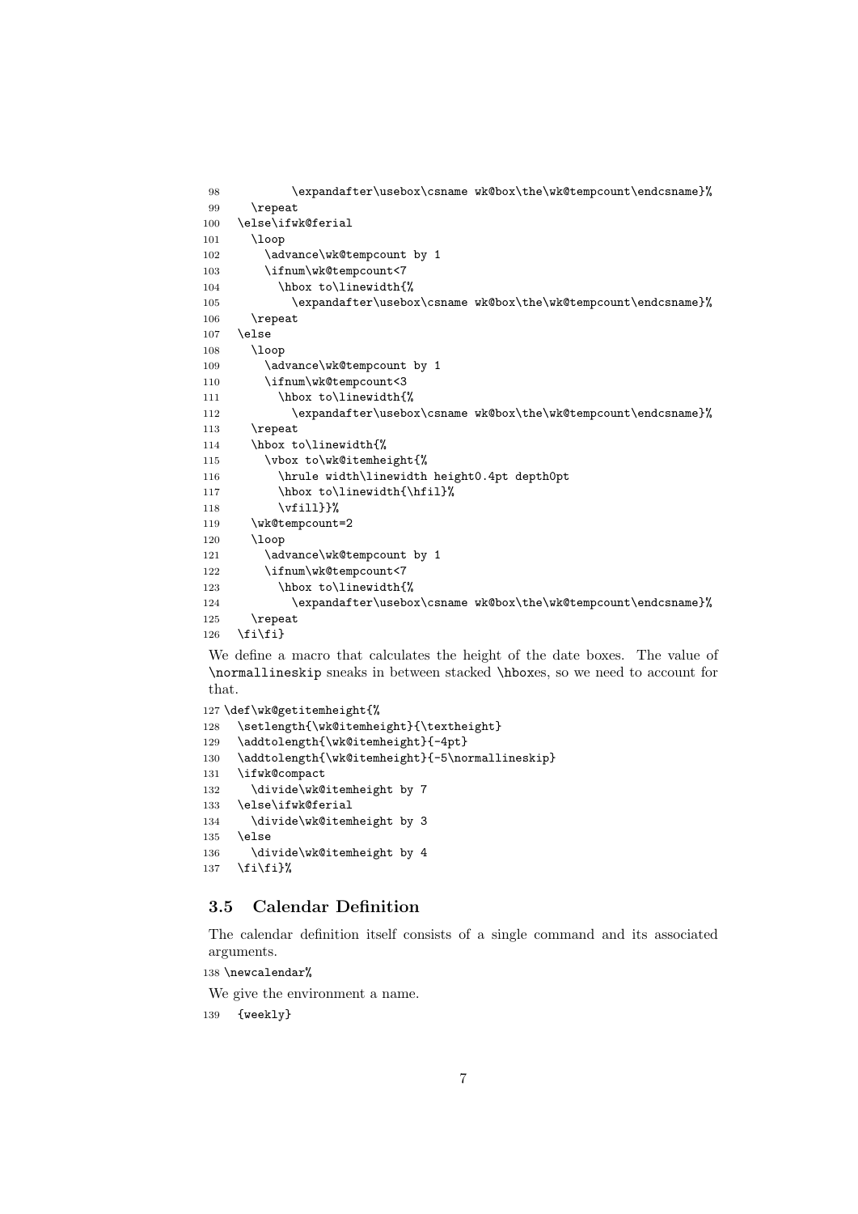```
98          \expandafter\usebox\csname wk@box\the\wk@tempcount\endcsname}%
99    \repeat
100  \else\ifwk@ferial
101    \loop
102      \advance\wk@tempcount by 1
103      \ifnum\wk@tempcount<7
104        \hbox to\linewidth{%
105          \expandafter\usebox\csname wk@box\the\wk@tempcount\endcsname}%
106    \repeat
107  \else
108    \loop
109      \advance\wk@tempcount by 1
110      \ifnum\wk@tempcount<3
111        \hbox to\linewidth{%
112          \expandafter\usebox\csname wk@box\the\wk@tempcount\endcsname}%
113    \repeat
114    \hbox to\linewidth{%
115      \vbox to\wk@itemheight{%
116        \hrule width\linewidth height0.4pt depth0pt
117        \hbox to\linewidth{\hfil}%
118        \vfill}}%
119    \wk@tempcount=2
120    \loop
121      \advance\wk@tempcount by 1
122      \ifnum\wk@tempcount<7
123        \hbox to\linewidth{%
124          \expandafter\usebox\csname wk@box\the\wk@tempcount\endcsname}%
125    \repeat
126  \fi\fi}
```

We define a macro that calculates the height of the date boxes. The value of `\normallineskip` sneaks in between stacked `\hbox`es, so we need to account for that.

```
127 \def\wk@getitemheight{%
128   \setlength{\wk@itemheight}{\textheight}
129   \addtolength{\wk@itemheight}{-4pt}
130   \addtolength{\wk@itemheight}{-5\normallineskip}
131   \ifwk@compact
132     \divide\wk@itemheight by 7
133   \else\ifwk@ferial
134     \divide\wk@itemheight by 3
135   \else
136     \divide\wk@itemheight by 4
137   \fi\fi}%
```

### 3.5 Calendar Definition

The calendar definition itself consists of a single command and its associated arguments.

```
138 \newcalendar%
```

We give the environment a name.

```
139   {weekly}
```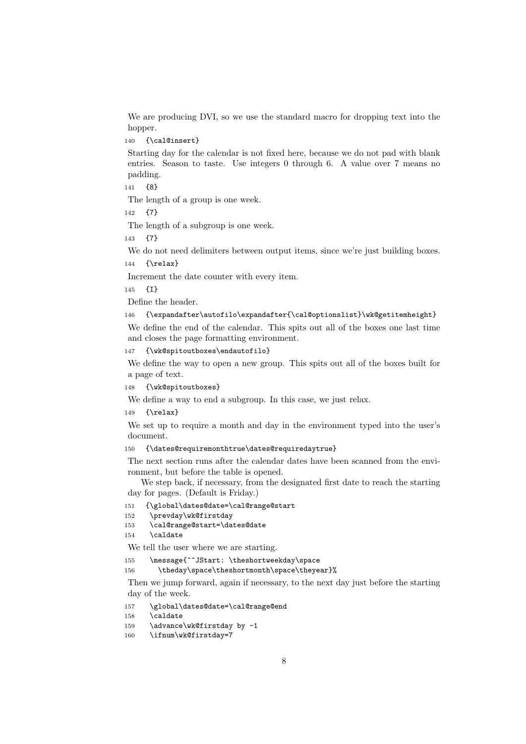We are producing DVI, so we use the standard macro for dropping text into the hopper.

```
140   {\cal@insert}
```

Starting day for the calendar is not fixed here, because we do not pad with blank entries. Season to taste. Use integers 0 through 6. A value over 7 means no padding.

```
141   {8}
```

The length of a group is one week.

```
142   {7}
```

The length of a subgroup is one week.

```
143   {7}
```

We do not need delimiters between output items, since we're just building boxes.

```
144   {\relax}
```

Increment the date counter with every item.

```
145   {I}
```

Define the header.

```
146   {\expandafter\autofilo\expandafter{\cal@optionslist}\wk@getitemheight}
```

We define the end of the calendar. This spits out all of the boxes one last time and closes the page formatting environment.

```
147   {\wk@spitoutboxes\endautofilo}
```

We define the way to open a new group. This spits out all of the boxes built for a page of text.

```
148   {\wk@spitoutboxes}
```

We define a way to end a subgroup. In this case, we just relax.

```
149   {\relax}
```

We set up to require a month and day in the environment typed into the user's document.

```
150   {\dates@requiremonthtrue\dates@requiredaytrue}
```

The next section runs after the calendar dates have been scanned from the environment, but before the table is opened.

We step back, if necessary, from the designated first date to reach the starting day for pages. (Default is Friday.)

```
151   {\global\dates@date=\cal@range@start
152    \prevday\wk@firstday
153    \cal@range@start=\dates@date
154    \caldate
```

We tell the user where we are starting.

```
155    \message{^^JStart: \theshortweekday\space
156      \theday\space\theshortmonth\space\theyear}%
```

Then we jump forward, again if necessary, to the next day just before the starting day of the week.

```
157    \global\dates@date=\cal@range@end
158    \caldate
159    \advance\wk@firstday by -1
160    \ifnum\wk@firstday=7
```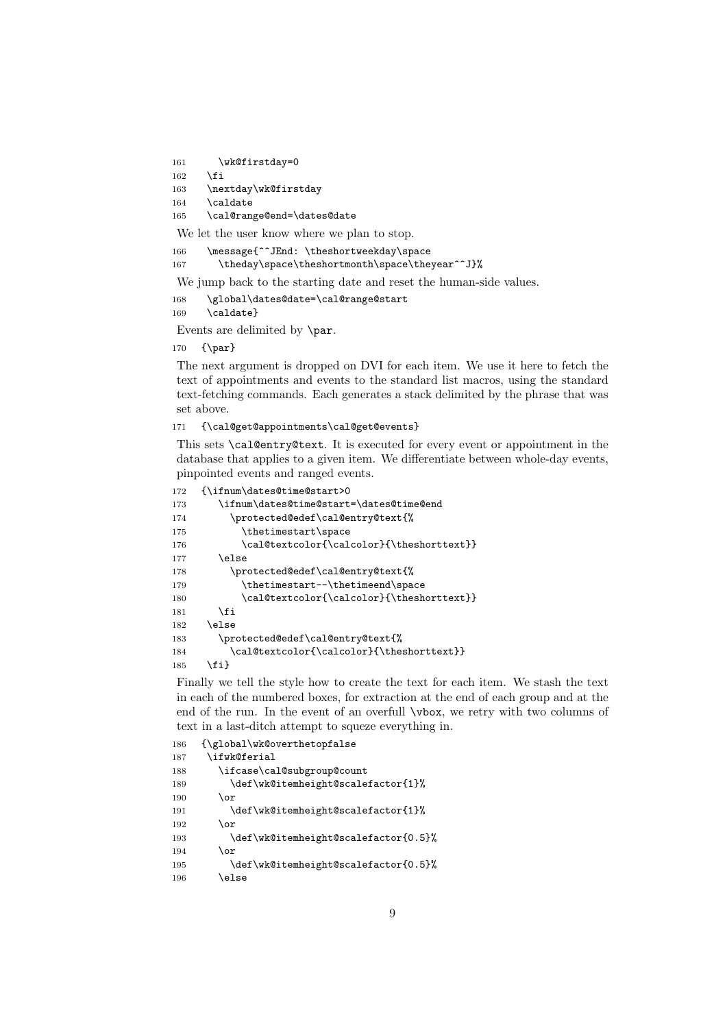```
161     \wk@firstday=0
162   \fi
163   \nextday\wk@firstday
164   \caldate
165   \cal@range@end=\dates@date
```

We let the user know where we plan to stop.

```
166   \message{^^JEnd: \theshortweekday\space
167     \theday\space\theshortmonth\space\theyear^^J}%
```

We jump back to the starting date and reset the human-side values.

```
168   \global\dates@date=\cal@range@start
169   \caldate}
```

Events are delimited by `\par`.

```
170  {\par}
```

The next argument is dropped on DVI for each item. We use it here to fetch the text of appointments and events to the standard list macros, using the standard text-fetching commands. Each generates a stack delimited by the phrase that was set above.

```
171  {\cal@get@appointments\cal@get@events}
```

This sets `\cal@entry@text`. It is executed for every event or appointment in the database that applies to a given item. We differentiate between whole-day events, pinpointed events and ranged events.

```
172  {\ifnum\dates@time@start>0
173     \ifnum\dates@time@start=\dates@time@end
174       \protected@edef\cal@entry@text{%
175         \thetimestart\space
176         \cal@textcolor{\calcolor}{\theshorttext}}
177     \else
178       \protected@edef\cal@entry@text{%
179         \thetimestart--\thetimeend\space
180         \cal@textcolor{\calcolor}{\theshorttext}}
181     \fi
182   \else
183     \protected@edef\cal@entry@text{%
184       \cal@textcolor{\calcolor}{\theshorttext}}
185   \fi}
```

Finally we tell the style how to create the text for each item. We stash the text in each of the numbered boxes, for extraction at the end of each group and at the end of the run. In the event of an overfull `\vbox`, we retry with two columns of text in a last-ditch attempt to squeze everything in.

```
186  {\global\wk@overthetopfalse
187   \ifwk@ferial
188     \ifcase\cal@subgroup@count
189       \def\wk@itemheight@scalefactor{1}%
190     \or
191       \def\wk@itemheight@scalefactor{1}%
192     \or
193       \def\wk@itemheight@scalefactor{0.5}%
194     \or
195       \def\wk@itemheight@scalefactor{0.5}%
196     \else
```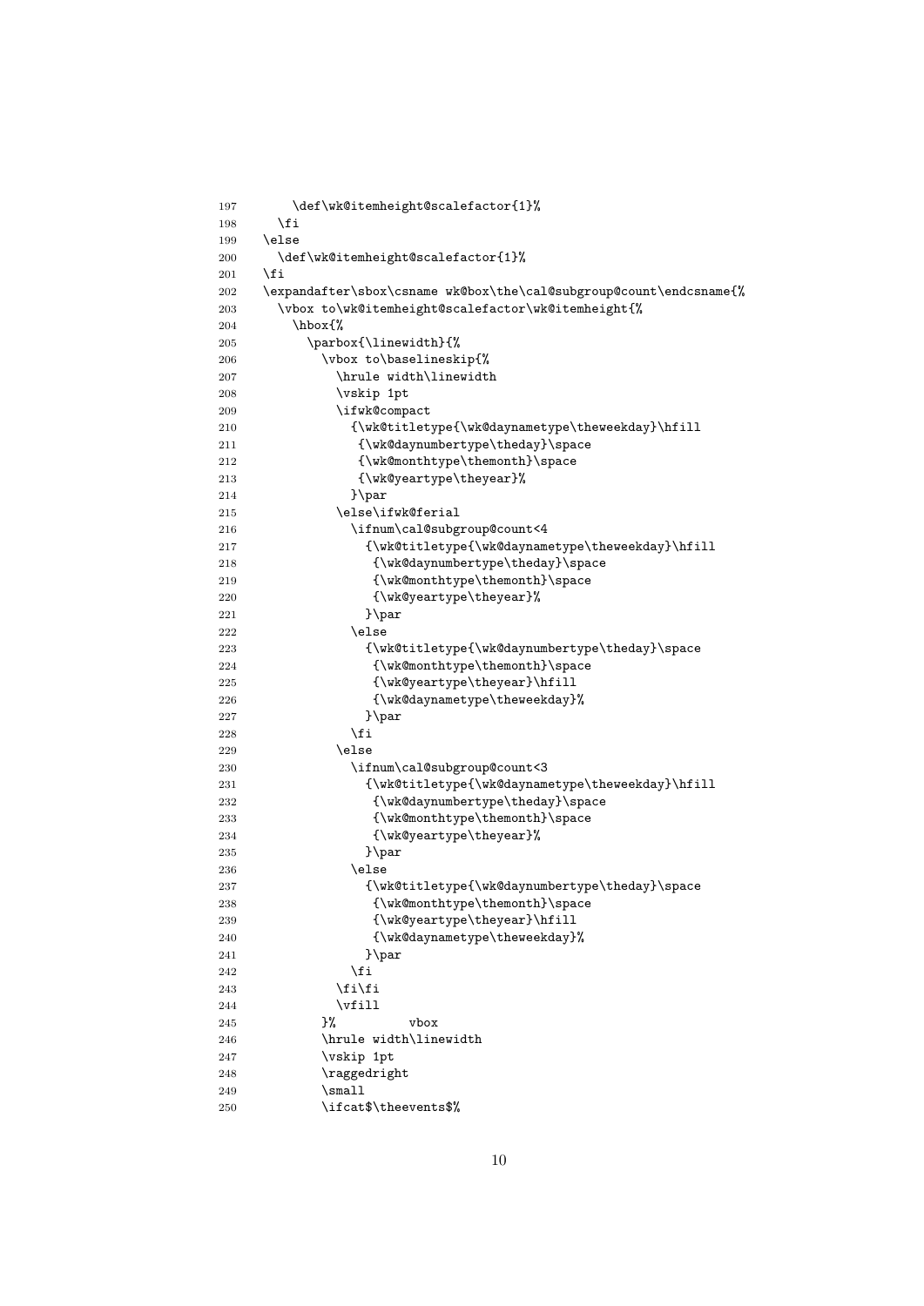```
197       \def\wk@itemheight@scalefactor{1}%
198     \fi
199   \else
200     \def\wk@itemheight@scalefactor{1}%
201   \fi
202   \expandafter\sbox\csname wk@box\the\cal@subgroup@count\endcsname{%
203     \vbox to\wk@itemheight@scalefactor\wk@itemheight{%
204       \hbox{%
205         \parbox{\linewidth}{%
206           \vbox to\baselineskip{%
207             \hrule width\linewidth
208             \vskip 1pt
209             \ifwk@compact
210               {\wk@titletype{\wk@daynametype\theweekday}\hfill
211                {\wk@daynumbertype\theday}\space
212                {\wk@monthtype\themonth}\space
213                {\wk@yeartype\theyear}%
214               }\par
215             \else\ifwk@ferial
216               \ifnum\cal@subgroup@count<4
217                 {\wk@titletype{\wk@daynametype\theweekday}\hfill
218                  {\wk@daynumbertype\theday}\space
219                  {\wk@monthtype\themonth}\space
220                  {\wk@yeartype\theyear}%
221                 }\par
222               \else
223                 {\wk@titletype{\wk@daynumbertype\theday}\space
224                  {\wk@monthtype\themonth}\space
225                  {\wk@yeartype\theyear}\hfill
226                  {\wk@daynametype\theweekday}%
227                 }\par
228               \fi
229             \else
230               \ifnum\cal@subgroup@count<3
231                 {\wk@titletype{\wk@daynametype\theweekday}\hfill
232                  {\wk@daynumbertype\theday}\space
233                  {\wk@monthtype\themonth}\space
234                  {\wk@yeartype\theyear}%
235                 }\par
236               \else
237                 {\wk@titletype{\wk@daynumbertype\theday}\space
238                  {\wk@monthtype\themonth}\space
239                  {\wk@yeartype\theyear}\hfill
240                  {\wk@daynametype\theweekday}%
241                 }\par
242               \fi
243             \fi\fi
244             \vfill
245           }%          vbox
246           \hrule width\linewidth
247           \vskip 1pt
248           \raggedright
249           \small
250           \ifcat$\theevents$%
```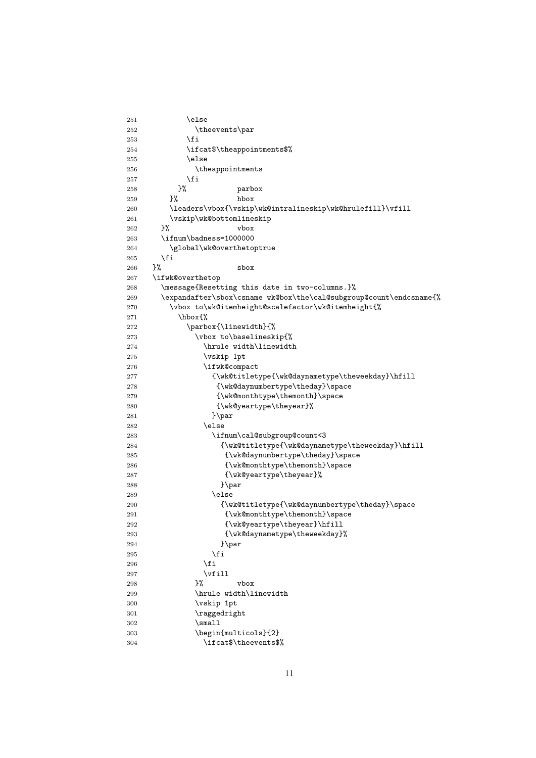```
251         \else
252           \theevents\par
253         \fi
254         \ifcat$\theappointments$%
255         \else
256           \theappointments
257         \fi
258       }%            parbox
259     }%              hbox
260     \leaders\vbox{\vskip\wk@intralineskip\wk@hrulefill}\vfill
261     \vskip\wk@bottomlineskip
262   }%                vbox
263   \ifnum\badness=1000000
264     \global\wk@overthetoptrue
265   \fi
266 }%                  sbox
267 \ifwk@overthetop
268   \message{Resetting this date in two-columns.}%
269   \expandafter\sbox\csname wk@box\the\cal@subgroup@count\endcsname{%
270     \vbox to\wk@itemheight@scalefactor\wk@itemheight{%
271       \hbox{%
272         \parbox{\linewidth}{%
273           \vbox to\baselineskip{%
274             \hrule width\linewidth
275             \vskip 1pt
276             \ifwk@compact
277               {\wk@titletype{\wk@daynametype\theweekday}\hfill
278                {\wk@daynumbertype\theday}\space
279                {\wk@monthtype\themonth}\space
280                {\wk@yeartype\theyear}%
281               }\par
282             \else
283               \ifnum\cal@subgroup@count<3
284                 {\wk@titletype{\wk@daynametype\theweekday}\hfill
285                  {\wk@daynumbertype\theday}\space
286                  {\wk@monthtype\themonth}\space
287                  {\wk@yeartype\theyear}%
288                 }\par
289               \else
290                 {\wk@titletype{\wk@daynumbertype\theday}\space
291                  {\wk@monthtype\themonth}\space
292                  {\wk@yeartype\theyear}\hfill
293                  {\wk@daynametype\theweekday}%
294                 }\par
295               \fi
296             \fi
297             \vfill
298           }%        vbox
299           \hrule width\linewidth
300           \vskip 1pt
301           \raggedright
302           \small
303           \begin{multicols}{2}
304             \ifcat$\theevents$%
```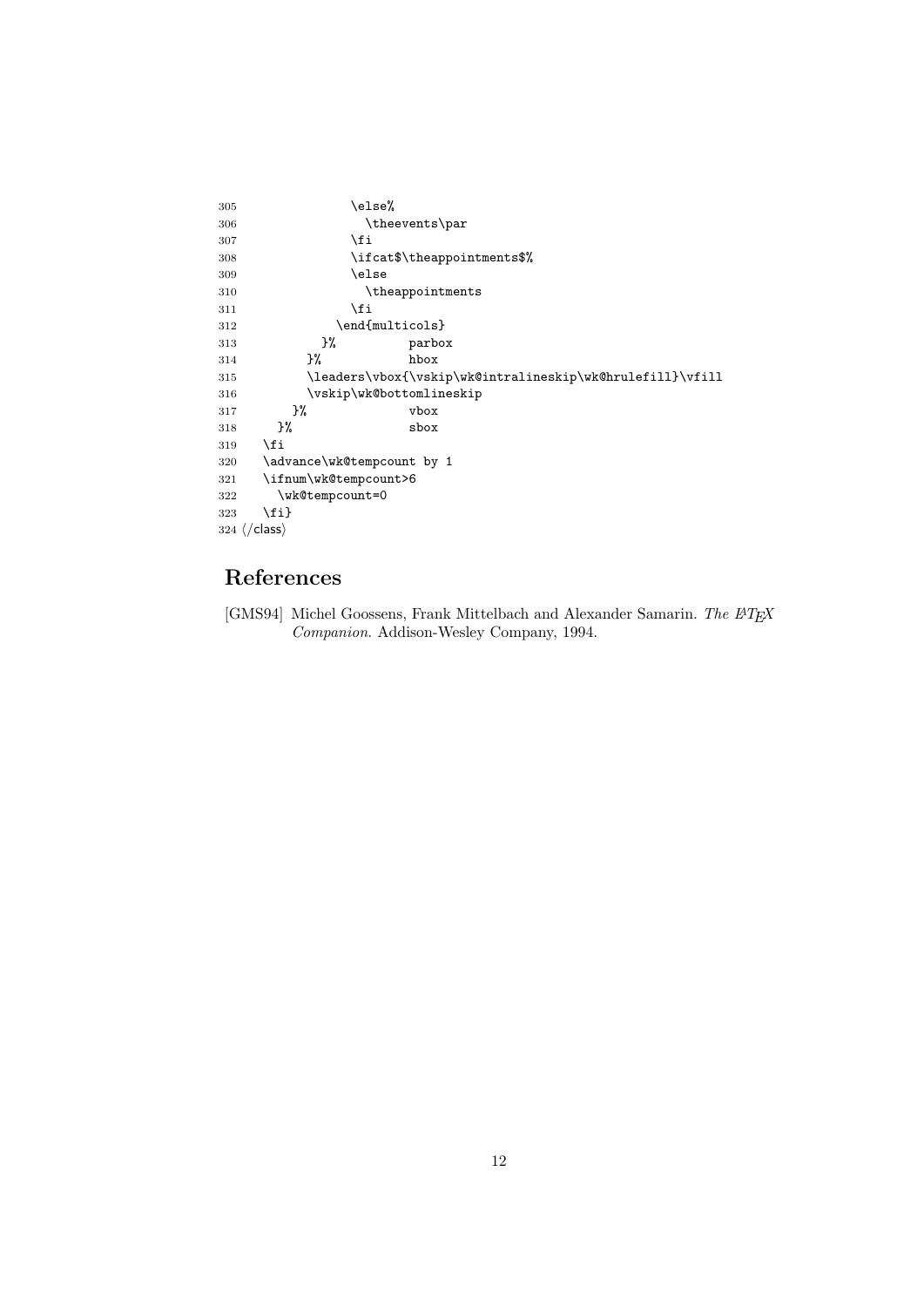```
305              \else%
306                \theevents\par
307              \fi
308              \ifcat$\theappointments$%
309              \else
310                \theappointments
311              \fi
312            \end{multicols}
313          }%          parbox
314        }%            hbox
315        \leaders\vbox{\vskip\wk@intralineskip\wk@hrulefill}\vfill
316        \vskip\wk@bottomlineskip
317      }%              vbox
318    }%                sbox
319  \fi
320  \advance\wk@tempcount by 1
321  \ifnum\wk@tempcount>6
322    \wk@tempcount=0
323  \fi}
324 </class>
```

# References

[GMS94] Michel Goossens, Frank Mittelbach and Alexander Samarin. *The LaTeX Companion*. Addison-Wesley Company, 1994.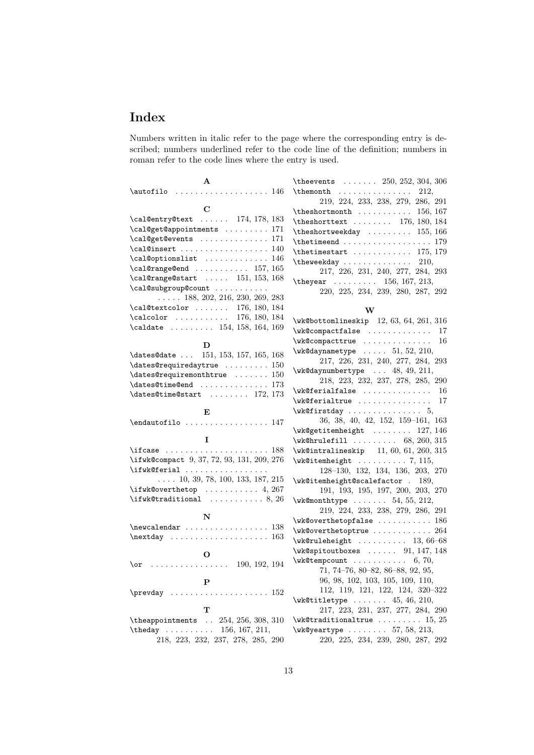# Index

Numbers written in italic refer to the page where the corresponding entry is described; numbers underlined refer to the code line of the definition; numbers in roman refer to the code lines where the entry is used.

**A**

\autofilo . . . . . . . . . . . . . . . . . . 146

**C**

\cal@entry@text . . . . . . 174, 178, 183
\cal@get@appointments . . . . . . . . 171
\cal@get@events . . . . . . . . . . . . . 171
\cal@insert . . . . . . . . . . . . . . . . . 140
\cal@optionslist . . . . . . . . . . . . . 146
\cal@range@end . . . . . . . . . . . 157, 165
\cal@range@start . . . . . 151, 153, 168
\cal@subgroup@count . . . . . . . . . . . . . . . 188, 202, 216, 230, 269, 283
\cal@textcolor . . . . . . . 176, 180, 184
\calcolor . . . . . . . . . . . 176, 180, 184
\caldate . . . . . . . . . 154, 158, 164, 169

**D**

\dates@date . . . 151, 153, 157, 165, 168
\dates@requiredaytrue . . . . . . . . . 150
\dates@requiremonthtrue . . . . . . . 150
\dates@time@end . . . . . . . . . . . . . 173
\dates@time@start . . . . . . . . 172, 173

**E**

\endautofilo . . . . . . . . . . . . . . . . 147

**I**

\ifcase . . . . . . . . . . . . . . . . . . . . 188
\ifwk@compact 9, 37, 72, 93, 131, 209, 276
\ifwk@ferial . . . . . . . . . . . . . . . . . . . . 10, 39, 78, 100, 133, 187, 215
\ifwk@overthetop . . . . . . . . . . . 4, 267
\ifwk@traditional . . . . . . . . . . . 8, 26

**N**

\newcalendar . . . . . . . . . . . . . . . . 138
\nextday . . . . . . . . . . . . . . . . . . . 163

**O**

\or . . . . . . . . . . . . . . . . 190, 192, 194

**P**

\prevday . . . . . . . . . . . . . . . . . . . 152

**T**

\theappointments . . 254, 256, 308, 310
\theday . . . . . . . . . . 156, 167, 211, 218, 223, 232, 237, 278, 285, 290
\theevents . . . . . . . 250, 252, 304, 306
\themonth . . . . . . . . . . . . . . . 212, 219, 224, 233, 238, 279, 286, 291
\theshortmonth . . . . . . . . . . . 156, 167
\theshorttext . . . . . . . . 176, 180, 184
\theshortweekday . . . . . . . . . 155, 166
\thetimeend . . . . . . . . . . . . . . . . . 179
\thetimestart . . . . . . . . . . . . 175, 179
\theweekday . . . . . . . . . . . . . 210, 217, 226, 231, 240, 277, 284, 293
\theyear . . . . . . . . . 156, 167, 213, 220, 225, 234, 239, 280, 287, 292

**W**

\wk@bottomlineskip 12, 63, 64, 261, 316
\wk@compactfalse . . . . . . . . . . . . . 17
\wk@compacttrue . . . . . . . . . . . . . . 16
\wk@daynametype . . . . . 51, 52, 210, 217, 226, 231, 240, 277, 284, 293
\wk@daynumbertype . . . 48, 49, 211, 218, 223, 232, 237, 278, 285, 290
\wk@ferialfalse . . . . . . . . . . . . . . 16
\wk@ferialtrue . . . . . . . . . . . . . . . 17
\wk@firstday . . . . . . . . . . . . . . . 5, 36, 38, 40, 42, 152, 159–161, 163
\wk@getitemheight . . . . . . . . 127, 146
\wk@hrulefill . . . . . . . . . 68, 260, 315
\wk@intralineskip 11, 60, 61, 260, 315
\wk@itemheight . . . . . . . . . . 7, 115, 128–130, 132, 134, 136, 203, 270
\wk@itemheight@scalefactor . 189, 191, 193, 195, 197, 200, 203, 270
\wk@monthtype . . . . . . . 54, 55, 212, 219, 224, 233, 238, 279, 286, 291
\wk@overthetopfalse . . . . . . . . . . . 186
\wk@overthetoptrue . . . . . . . . . . . . 264
\wk@ruleheight . . . . . . . . . . 13, 66–68
\wk@spitoutboxes . . . . . . 91, 147, 148
\wk@tempcount . . . . . . . . . . . 6, 70, 71, 74–76, 80–82, 86–88, 92, 95, 96, 98, 102, 103, 105, 109, 110, 112, 119, 121, 122, 124, 320–322
\wk@titletype . . . . . . . 45, 46, 210, 217, 223, 231, 237, 277, 284, 290
\wk@traditionaltrue . . . . . . . . . 15, 25
\wk@yeartype . . . . . . . . 57, 58, 213, 220, 225, 234, 239, 280, 287, 292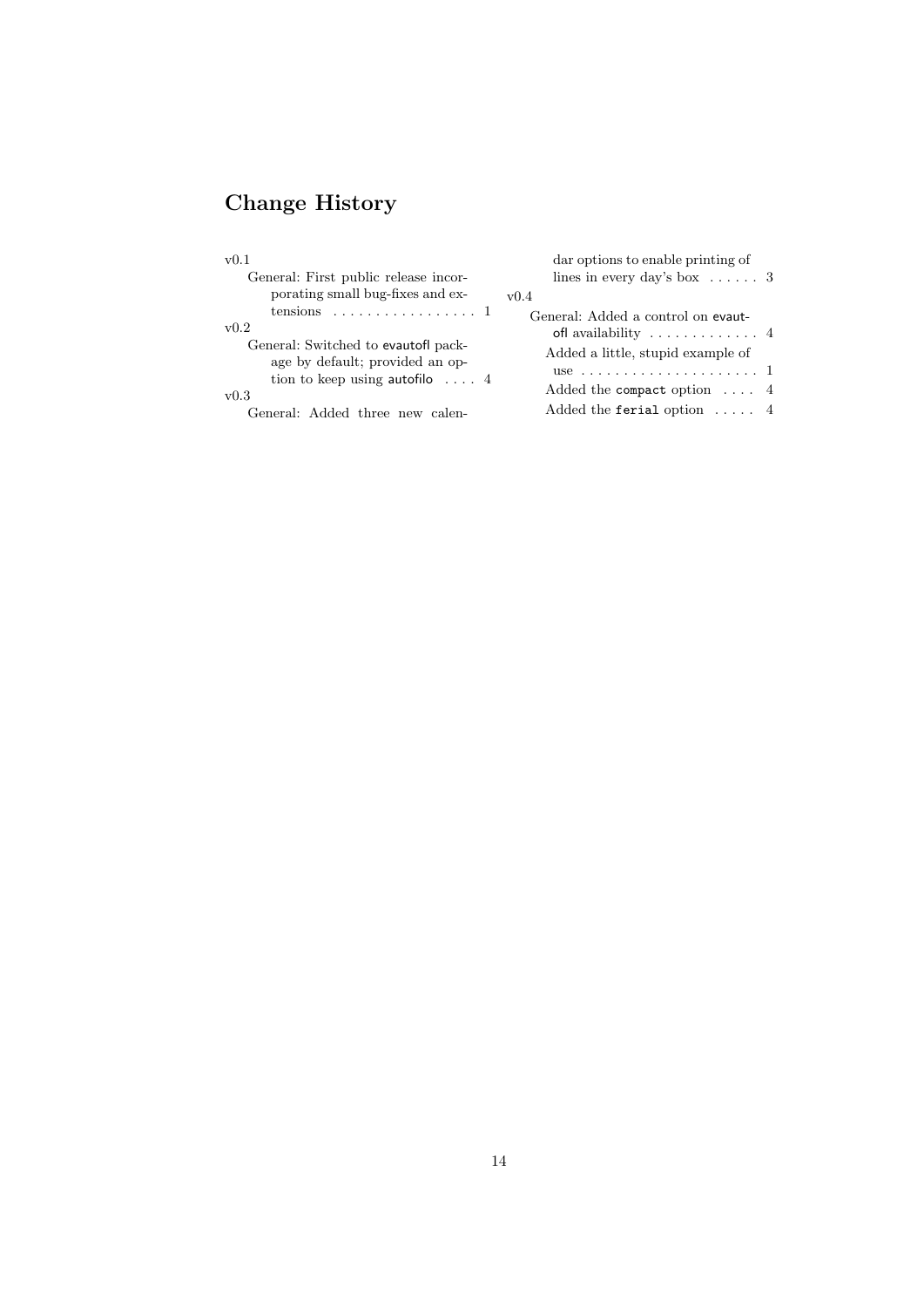# Change History

v0.1

- General: First public release incorporating small bug-fixes and extensions . . . . . . . . . . . . . . . . . 1

v0.2

- General: Switched to evautofl package by default; provided an option to keep using autofilo . . . . 4

v0.3

- General: Added three new calendar options to enable printing of lines in every day's box . . . . . . 3

v0.4

- General: Added a control on evautofl availability . . . . . . . . . . . . . 4
  - Added a little, stupid example of use . . . . . . . . . . . . . . . . . . . . . 1
  - Added the `compact` option . . . . 4
  - Added the `ferial` option . . . . . 4